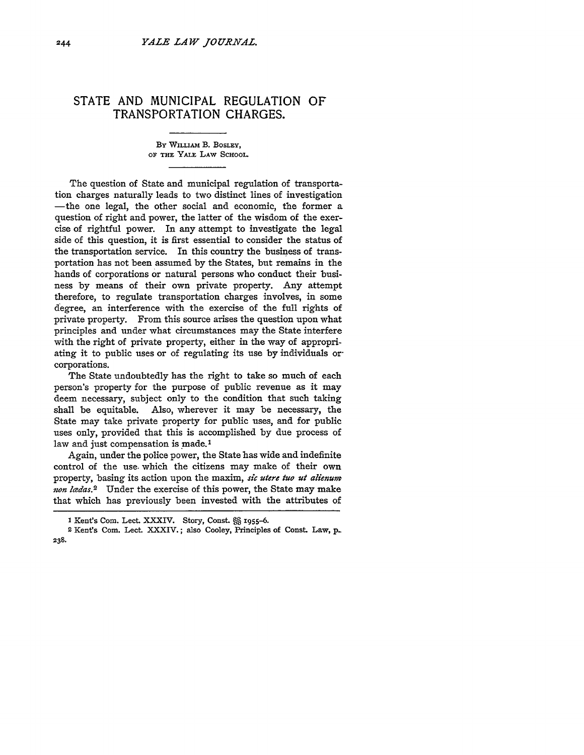# STATE AND MUNICIPAL REGULATION OF TRANSPORTATION CHARGES.

BY WILLIAM B. BOSLEY,
OF THE YALE LAW SCHOOL.

The question of State and municipal regulation of transportation charges naturally leads to two distinct lines of investigation—the one legal, the other social and economic, the former a question of right and power, the latter of the wisdom of the exercise of rightful power. In any attempt to investigate the legal side of this question, it is first essential to consider the status of the transportation service. In this country the business of transportation has not been assumed by the States, but remains in the hands of corporations or natural persons who conduct their business by means of their own private property. Any attempt therefore, to regulate transportation charges involves, in some degree, an interference with the exercise of the full rights of private property. From this source arises the question upon what principles and under what circumstances may the State interfere with the right of private property, either in the way of appropriating it to public uses or of regulating its use by individuals or corporations.

The State undoubtedly has the right to take so much of each person's property for the purpose of public revenue as it may deem necessary, subject only to the condition that such taking shall be equitable. Also, wherever it may be necessary, the State may take private property for public uses, and for public uses only, provided that this is accomplished by due process of law and just compensation is made.[1]

Again, under the police power, the State has wide and indefinite control of the use which the citizens may make of their own property, basing its action upon the maxim, *sic utere tuo ut alienum non lædas.*[2] Under the exercise of this power, the State may make that which has previously been invested with the attributes of

---

[1] Kent's Com. Lect. XXXIV. Story, Const. §§ 1955–6.

[2] Kent's Com. Lect. XXXIV.; also Cooley, Principles of Const. Law, p. 238.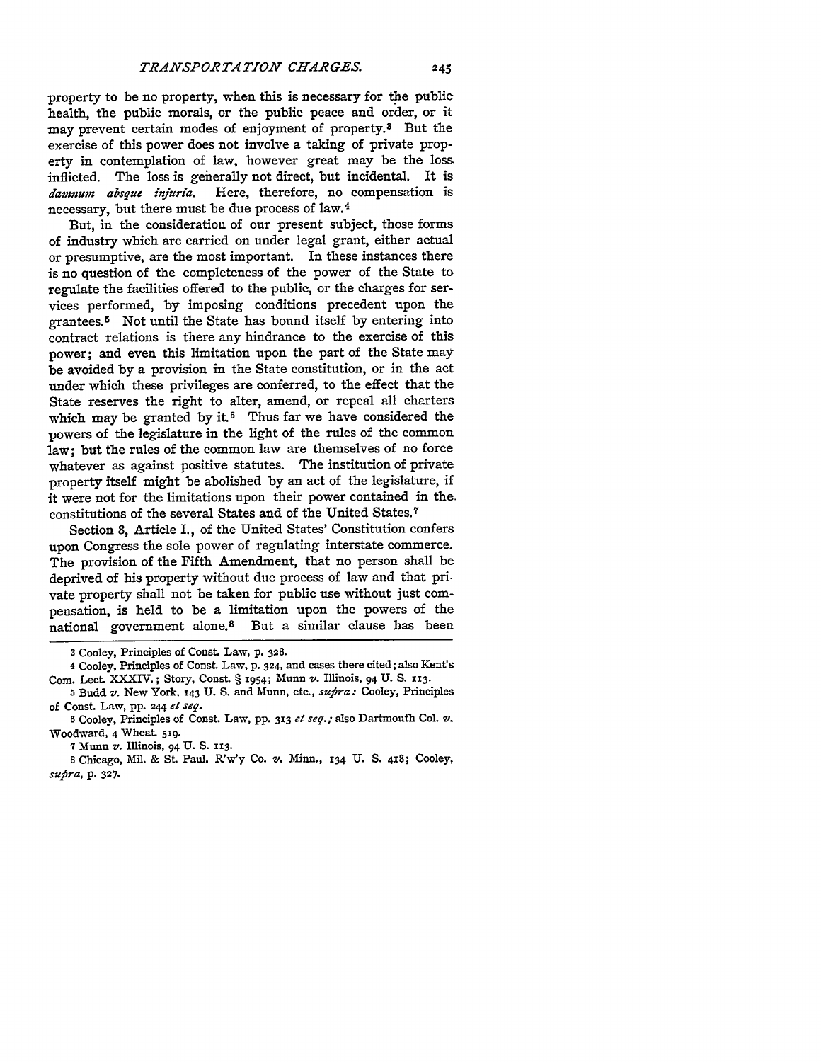property to be no property, when this is necessary for the public health, the public morals, or the public peace and order, or it may prevent certain modes of enjoyment of property.[3] But the exercise of this power does not involve a taking of private property in contemplation of law, however great may be the loss inflicted. The loss is generally not direct, but incidental. It is *damnum absque injuria.* Here, therefore, no compensation is necessary, but there must be due process of law.[4]

But, in the consideration of our present subject, those forms of industry which are carried on under legal grant, either actual or presumptive, are the most important. In these instances there is no question of the completeness of the power of the State to regulate the facilities offered to the public, or the charges for services performed, by imposing conditions precedent upon the grantees.[5] Not until the State has bound itself by entering into contract relations is there any hindrance to the exercise of this power; and even this limitation upon the part of the State may be avoided by a provision in the State constitution, or in the act under which these privileges are conferred, to the effect that the State reserves the right to alter, amend, or repeal all charters which may be granted by it.[6] Thus far we have considered the powers of the legislature in the light of the rules of the common law; but the rules of the common law are themselves of no force whatever as against positive statutes. The institution of private property itself might be abolished by an act of the legislature, if it were not for the limitations upon their power contained in the constitutions of the several States and of the United States.[7]

Section 8, Article I., of the United States' Constitution confers upon Congress the sole power of regulating interstate commerce. The provision of the Fifth Amendment, that no person shall be deprived of his property without due process of law and that private property shall not be taken for public use without just compensation, is held to be a limitation upon the powers of the national government alone.[8] But a similar clause has been

---

3 Cooley, Principles of Const. Law, p. 328.

4 Cooley, Principles of Const. Law, p. 324, and cases there cited; also Kent's Com. Lect. XXXIV.; Story, Const. § 1954; Munn *v.* Illinois, 94 U. S. 113.

5 Budd *v.* New York, 143 U. S. and Munn, etc., *supra:* Cooley, Principles of Const. Law, pp. 244 *et seq.*

6 Cooley, Principles of Const. Law, pp. 313 *et seq.;* also Dartmouth Col. *v.* Woodward, 4 Wheat. 519.

7 Munn *v.* Illinois, 94 U. S. 113.

8 Chicago, Mil. & St. Paul. R'w'y Co. *v.* Minn., 134 U. S. 418; Cooley, *supra*, p. 327.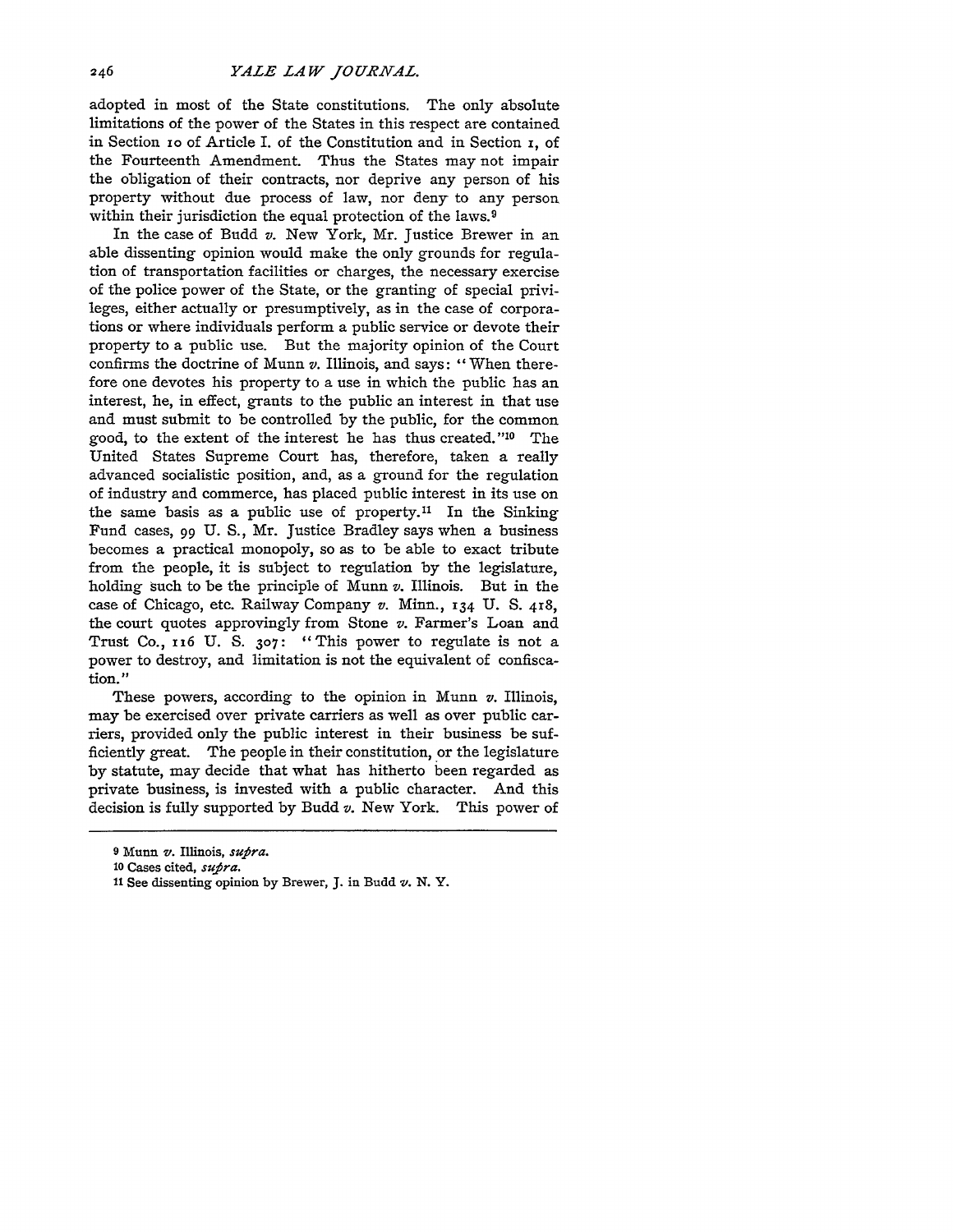adopted in most of the State constitutions. The only absolute limitations of the power of the States in this respect are contained in Section 10 of Article I. of the Constitution and in Section 1, of the Fourteenth Amendment. Thus the States may not impair the obligation of their contracts, nor deprive any person of his property without due process of law, nor deny to any person within their jurisdiction the equal protection of the laws.[9]

In the case of Budd *v.* New York, Mr. Justice Brewer in an able dissenting opinion would make the only grounds for regulation of transportation facilities or charges, the necessary exercise of the police power of the State, or the granting of special privileges, either actually or presumptively, as in the case of corporations or where individuals perform a public service or devote their property to a public use. But the majority opinion of the Court confirms the doctrine of Munn *v.* Illinois, and says: "When therefore one devotes his property to a use in which the public has an interest, he, in effect, grants to the public an interest in that use and must submit to be controlled by the public, for the common good, to the extent of the interest he has thus created."[10] The United States Supreme Court has, therefore, taken a really advanced socialistic position, and, as a ground for the regulation of industry and commerce, has placed public interest in its use on the same basis as a public use of property.[11] In the Sinking Fund cases, 99 U. S., Mr. Justice Bradley says when a business becomes a practical monopoly, so as to be able to exact tribute from the people, it is subject to regulation by the legislature, holding such to be the principle of Munn *v.* Illinois. But in the case of Chicago, etc. Railway Company *v.* Minn., 134 U. S. 418, the court quotes approvingly from Stone *v.* Farmer's Loan and Trust Co., 116 U. S. 307: "This power to regulate is not a power to destroy, and limitation is not the equivalent of confiscation."

These powers, according to the opinion in Munn *v.* Illinois, may be exercised over private carriers as well as over public carriers, provided only the public interest in their business be sufficiently great. The people in their constitution, or the legislature by statute, may decide that what has hitherto been regarded as private business, is invested with a public character. And this decision is fully supported by Budd *v.* New York. This power of

---

9 Munn *v.* Illinois, *supra.*

10 Cases cited, *supra.*

11 See dissenting opinion by Brewer, J. in Budd *v.* N. Y.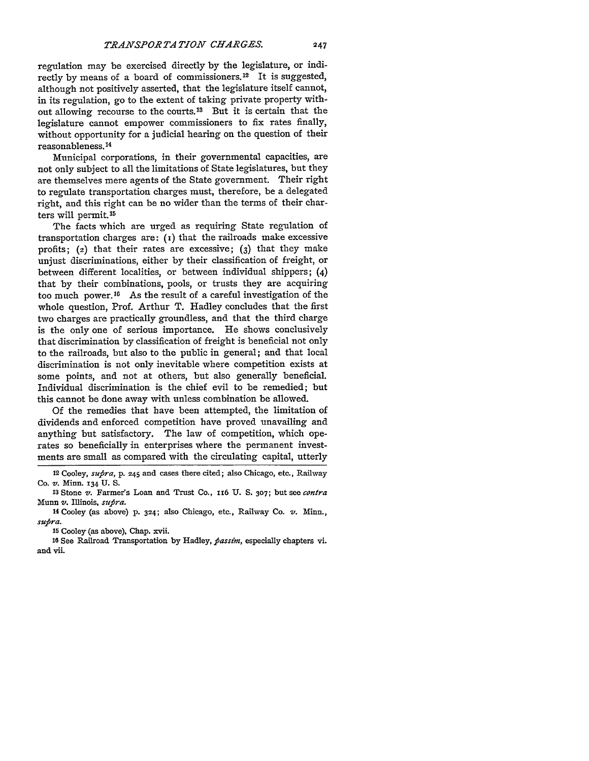regulation may be exercised directly by the legislature, or indirectly by means of a board of commissioners.[12] It is suggested, although not positively asserted, that the legislature itself cannot, in its regulation, go to the extent of taking private property without allowing recourse to the courts.[13] But it is certain that the legislature cannot empower commissioners to fix rates finally, without opportunity for a judicial hearing on the question of their reasonableness.[14]

Municipal corporations, in their governmental capacities, are not only subject to all the limitations of State legislatures, but they are themselves mere agents of the State government. Their right to regulate transportation charges must, therefore, be a delegated right, and this right can be no wider than the terms of their charters will permit.[15]

The facts which are urged as requiring State regulation of transportation charges are: (1) that the railroads make excessive profits; (2) that their rates are excessive; (3) that they make unjust discriminations, either by their classification of freight, or between different localities, or between individual shippers; (4) that by their combinations, pools, or trusts they are acquiring too much power.[16] As the result of a careful investigation of the whole question, Prof. Arthur T. Hadley concludes that the first two charges are practically groundless, and that the third charge is the only one of serious importance. He shows conclusively that discrimination by classification of freight is beneficial not only to the railroads, but also to the public in general; and that local discrimination is not only inevitable where competition exists at some points, and not at others, but also generally beneficial. Individual discrimination is the chief evil to be remedied; but this cannot be done away with unless combination be allowed.

Of the remedies that have been attempted, the limitation of dividends and enforced competition have proved unavailing and anything but satisfactory. The law of competition, which operates so beneficially in enterprises where the permanent investments are small as compared with the circulating capital, utterly

---

[12] Cooley, *supra*, p. 245 and cases there cited; also Chicago, etc., Railway Co. *v.* Minn. 134 U. S.

[13] Stone *v.* Farmer's Loan and Trust Co., 116 U. S. 307; but see *contra* Munn *v.* Illinois, *supra*.

[14] Cooley (as above) p. 324; also Chicago, etc., Railway Co. *v.* Minn., *supra*.

[15] Cooley (as above), Chap. xvii.

[16] See Railroad Transportation by Hadley, *passim*, especially chapters vi. and vii.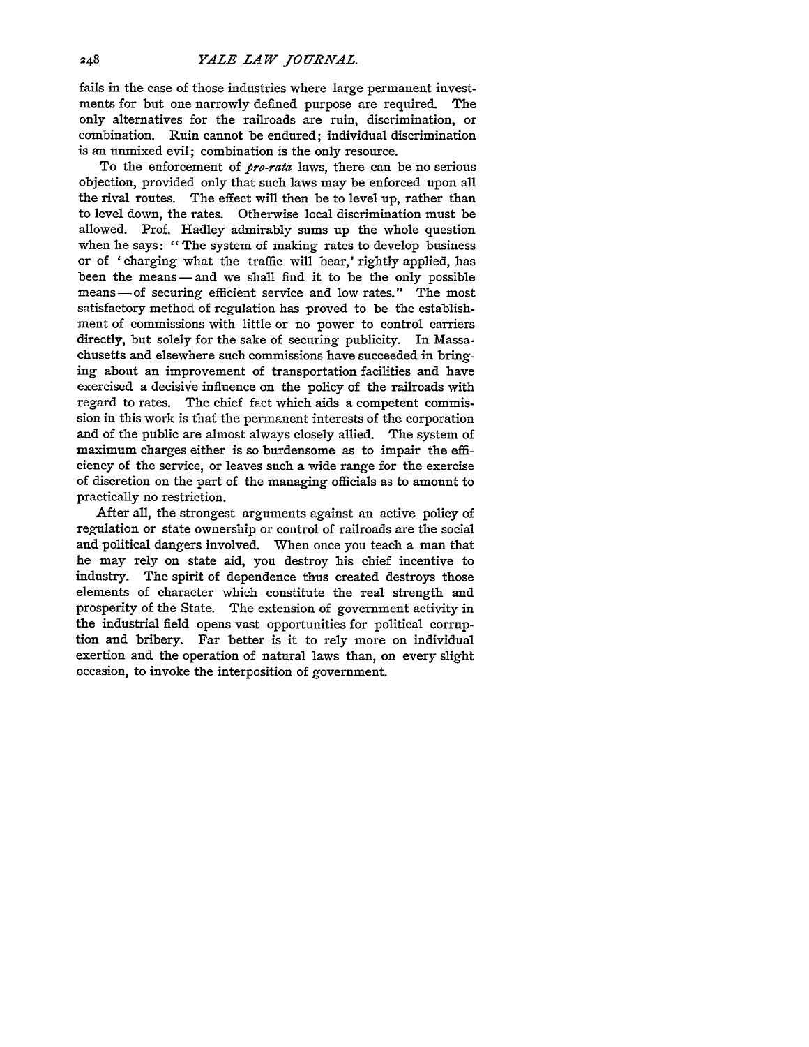fails in the case of those industries where large permanent investments for but one narrowly defined purpose are required. The only alternatives for the railroads are ruin, discrimination, or combination. Ruin cannot be endured; individual discrimination is an unmixed evil; combination is the only resource.

To the enforcement of *pro-rata* laws, there can be no serious objection, provided only that such laws may be enforced upon all the rival routes. The effect will then be to level up, rather than to level down, the rates. Otherwise local discrimination must be allowed. Prof. Hadley admirably sums up the whole question when he says: "The system of making rates to develop business or of 'charging what the traffic will bear,' rightly applied, has been the means—and we shall find it to be the only possible means—of securing efficient service and low rates." The most satisfactory method of regulation has proved to be the establishment of commissions with little or no power to control carriers directly, but solely for the sake of securing publicity. In Massachusetts and elsewhere such commissions have succeeded in bringing about an improvement of transportation facilities and have exercised a decisive influence on the policy of the railroads with regard to rates. The chief fact which aids a competent commission in this work is that the permanent interests of the corporation and of the public are almost always closely allied. The system of maximum charges either is so burdensome as to impair the efficiency of the service, or leaves such a wide range for the exercise of discretion on the part of the managing officials as to amount to practically no restriction.

After all, the strongest arguments against an active policy of regulation or state ownership or control of railroads are the social and political dangers involved. When once you teach a man that he may rely on state aid, you destroy his chief incentive to industry. The spirit of dependence thus created destroys those elements of character which constitute the real strength and prosperity of the State. The extension of government activity in the industrial field opens vast opportunities for political corruption and bribery. Far better is it to rely more on individual exertion and the operation of natural laws than, on every slight occasion, to invoke the interposition of government.